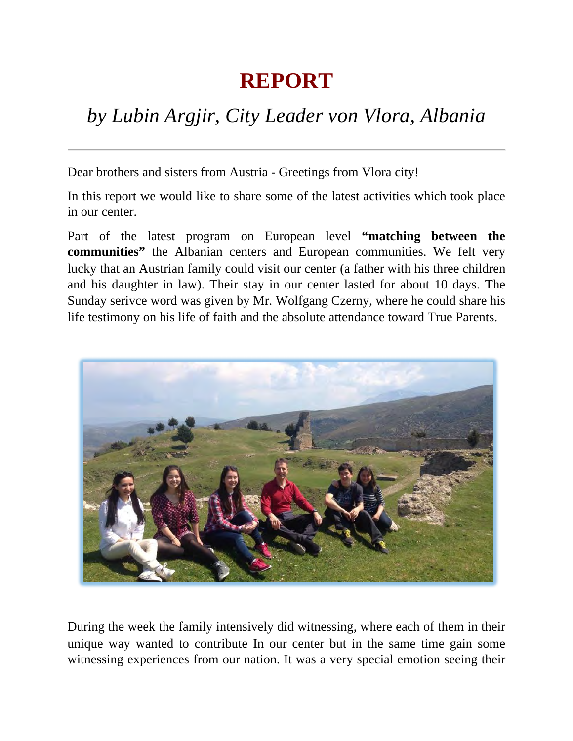# REPORT

## *by Lubin Argjir, City Leader von Vlora, Albania*

---

Dear brothers and sisters from Austria - Greetings from Vlora city!

In this report we would like to share some of the latest activities which took place in our center.

Part of the latest program on European level **"matching between the communities"** the Albanian centers and European communities. We felt very lucky that an Austrian family could visit our center (a father with his three children and his daughter in law). Their stay in our center lasted for about 10 days. The Sunday serivce word was given by Mr. Wolfgang Czerny, where he could share his life testimony on his life of faith and the absolute attendance toward True Parents.

During the week the family intensively did witnessing, where each of them in their unique way wanted to contribute In our center but in the same time gain some witnessing experiences from our nation. It was a very special emotion seeing their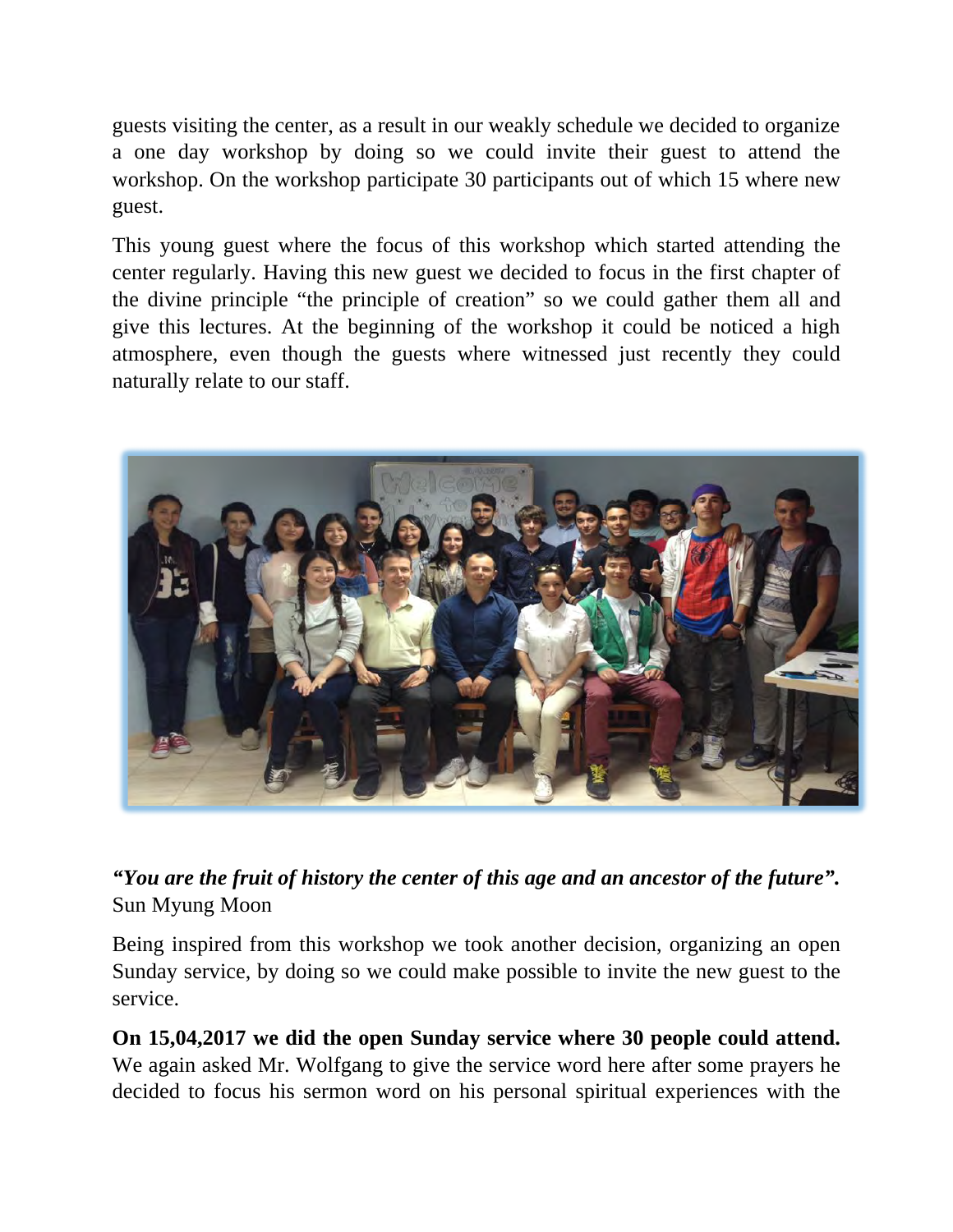guests visiting the center, as a result in our weakly schedule we decided to organize a one day workshop by doing so we could invite their guest to attend the workshop. On the workshop participate 30 participants out of which 15 where new guest.

This young guest where the focus of this workshop which started attending the center regularly. Having this new guest we decided to focus in the first chapter of the divine principle "the principle of creation" so we could gather them all and give this lectures. At the beginning of the workshop it could be noticed a high atmosphere, even though the guests where witnessed just recently they could naturally relate to our staff.

***"You are the fruit of history the center of this age and an ancestor of the future".***
Sun Myung Moon

Being inspired from this workshop we took another decision, organizing an open Sunday service, by doing so we could make possible to invite the new guest to the service.

**On 15,04,2017 we did the open Sunday service where 30 people could attend.** We again asked Mr. Wolfgang to give the service word here after some prayers he decided to focus his sermon word on his personal spiritual experiences with the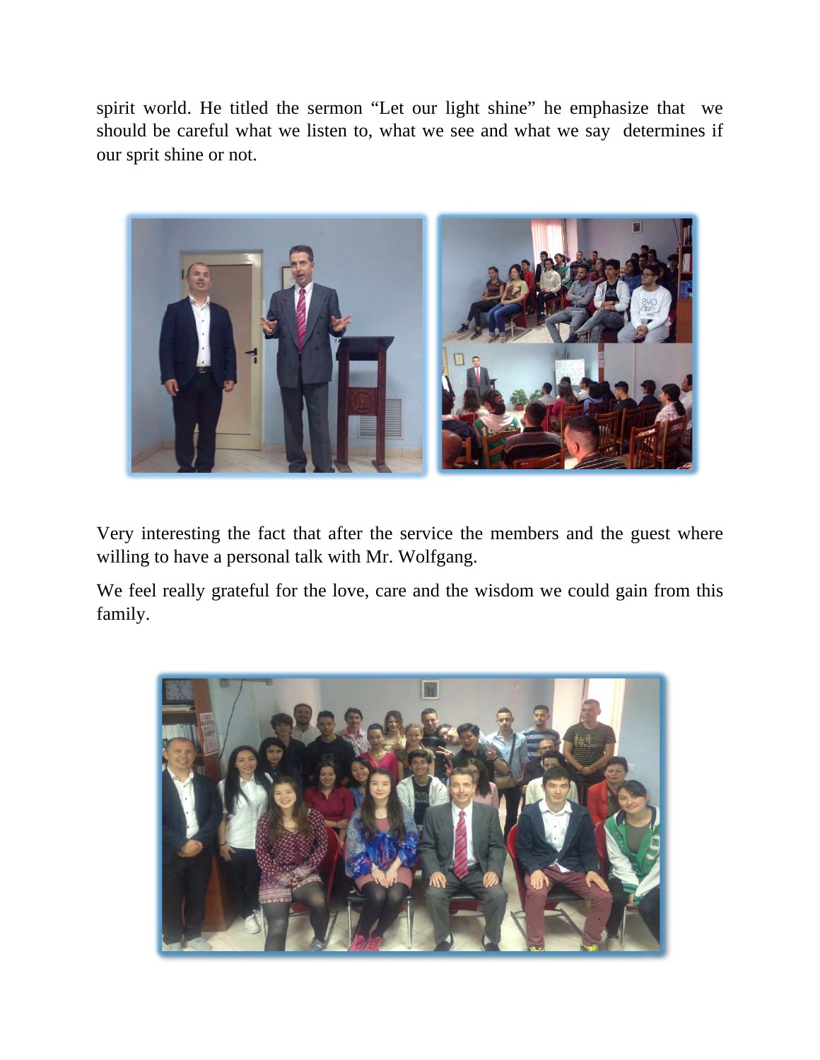spirit world. He titled the sermon "Let our light shine" he emphasize that we should be careful what we listen to, what we see and what we say determines if our sprit shine or not.

Very interesting the fact that after the service the members and the guest where willing to have a personal talk with Mr. Wolfgang.

We feel really grateful for the love, care and the wisdom we could gain from this family.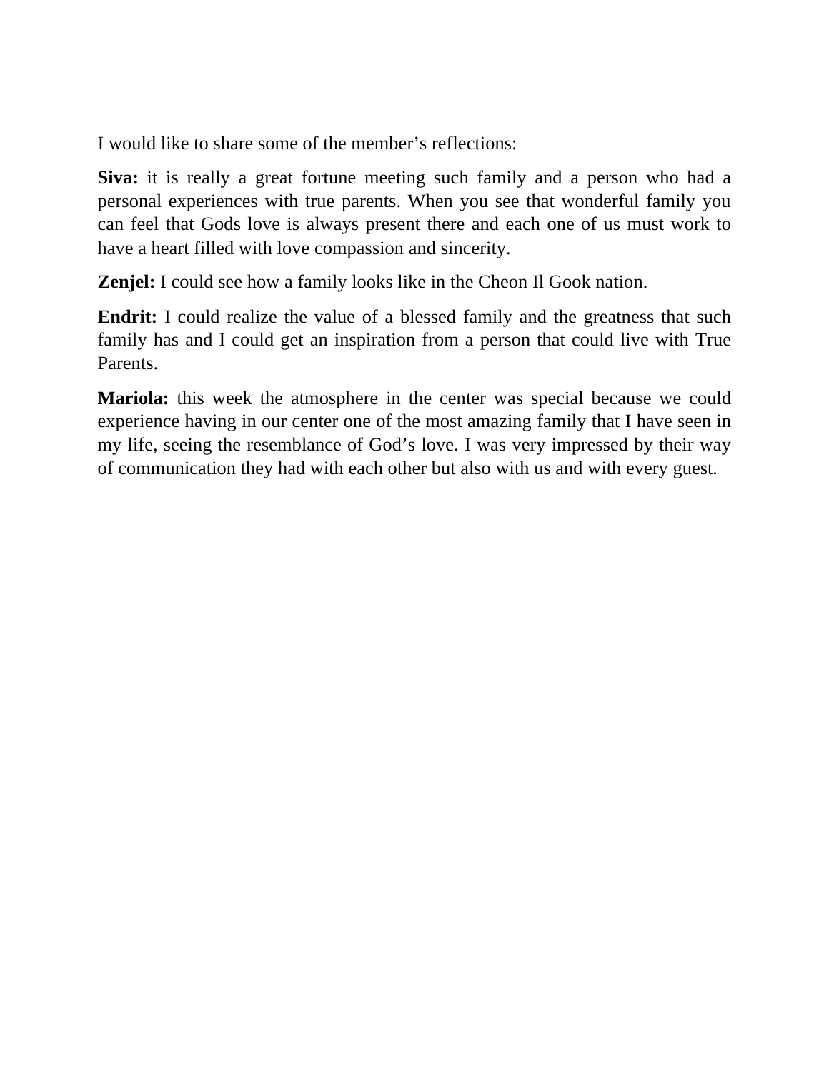I would like to share some of the member’s reflections:

**Siva:** it is really a great fortune meeting such family and a person who had a personal experiences with true parents. When you see that wonderful family you can feel that Gods love is always present there and each one of us must work to have a heart filled with love compassion and sincerity.

**Zenjel:** I could see how a family looks like in the Cheon Il Gook nation.

**Endrit:** I could realize the value of a blessed family and the greatness that such family has and I could get an inspiration from a person that could live with True Parents.

**Mariola:** this week the atmosphere in the center was special because we could experience having in our center one of the most amazing family that I have seen in my life, seeing the resemblance of God’s love. I was very impressed by their way of communication they had with each other but also with us and with every guest.